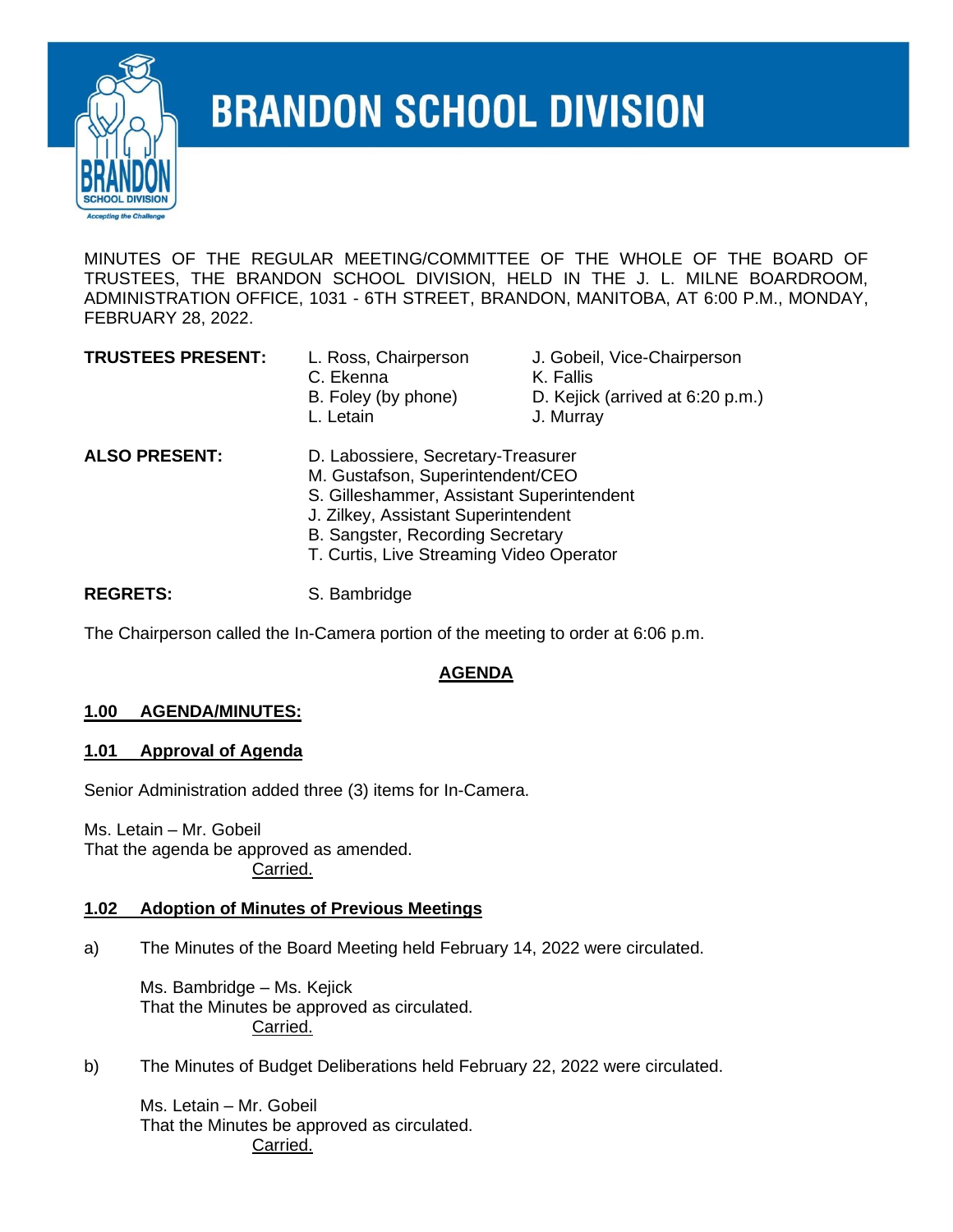# BRANDON SCHOOL DIVISION

MINUTES OF THE REGULAR MEETING/COMMITTEE OF THE WHOLE OF THE BOARD OF TRUSTEES, THE BRANDON SCHOOL DIVISION, HELD IN THE J. L. MILNE BOARDROOM, ADMINISTRATION OFFICE, 1031 - 6TH STREET, BRANDON, MANITOBA, AT 6:00 P.M., MONDAY, FEBRUARY 28, 2022.

**TRUSTEES PRESENT:**

L. Ross, Chairperson
J. Gobeil, Vice-Chairperson
C. Ekenna
K. Fallis
B. Foley (by phone)
D. Kejick (arrived at 6:20 p.m.)
L. Letain
J. Murray

**ALSO PRESENT:**

D. Labossiere, Secretary-Treasurer
M. Gustafson, Superintendent/CEO
S. Gilleshammer, Assistant Superintendent
J. Zilkey, Assistant Superintendent
B. Sangster, Recording Secretary
T. Curtis, Live Streaming Video Operator

**REGRETS:** S. Bambridge

The Chairperson called the In-Camera portion of the meeting to order at 6:06 p.m.

## AGENDA

### 1.00 AGENDA/MINUTES:

### 1.01 Approval of Agenda

Senior Administration added three (3) items for In-Camera.

Ms. Letain – Mr. Gobeil
That the agenda be approved as amended.
Carried.

### 1.02 Adoption of Minutes of Previous Meetings

a) The Minutes of the Board Meeting held February 14, 2022 were circulated.

Ms. Bambridge – Ms. Kejick
That the Minutes be approved as circulated.
Carried.

b) The Minutes of Budget Deliberations held February 22, 2022 were circulated.

Ms. Letain – Mr. Gobeil
That the Minutes be approved as circulated.
Carried.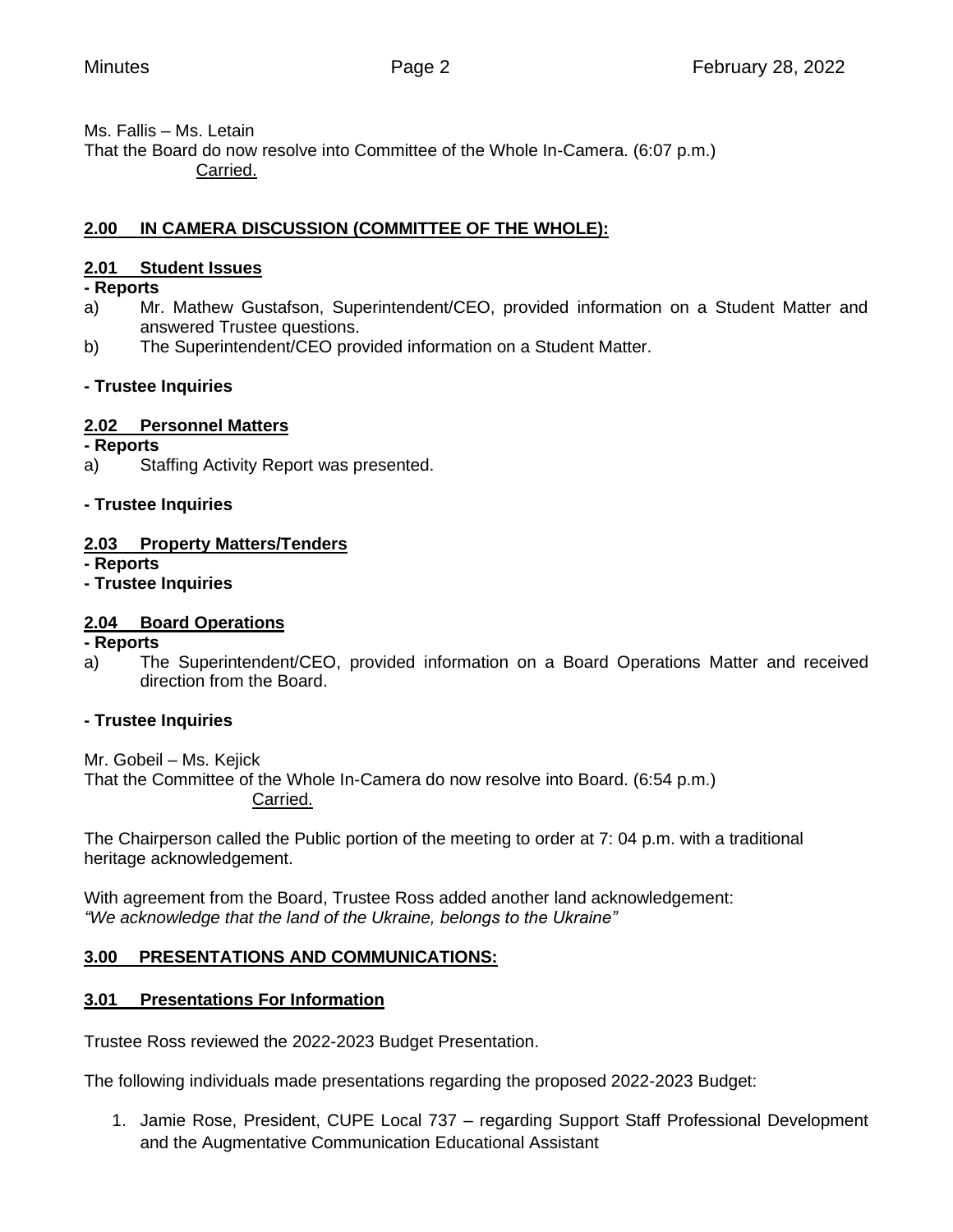Ms. Fallis – Ms. Letain
That the Board do now resolve into Committee of the Whole In-Camera. (6:07 p.m.)
Carried.

## 2.00 IN CAMERA DISCUSSION (COMMITTEE OF THE WHOLE):

### 2.01 Student Issues

**- Reports**

a) Mr. Mathew Gustafson, Superintendent/CEO, provided information on a Student Matter and answered Trustee questions.

b) The Superintendent/CEO provided information on a Student Matter.

**- Trustee Inquiries**

### 2.02 Personnel Matters

**- Reports**

a) Staffing Activity Report was presented.

**- Trustee Inquiries**

### 2.03 Property Matters/Tenders

**- Reports**

**- Trustee Inquiries**

### 2.04 Board Operations

**- Reports**

a) The Superintendent/CEO, provided information on a Board Operations Matter and received direction from the Board.

**- Trustee Inquiries**

Mr. Gobeil – Ms. Kejick
That the Committee of the Whole In-Camera do now resolve into Board. (6:54 p.m.)
Carried.

The Chairperson called the Public portion of the meeting to order at 7: 04 p.m. with a traditional heritage acknowledgement.

With agreement from the Board, Trustee Ross added another land acknowledgement:
*"We acknowledge that the land of the Ukraine, belongs to the Ukraine"*

## 3.00 PRESENTATIONS AND COMMUNICATIONS:

### 3.01 Presentations For Information

Trustee Ross reviewed the 2022-2023 Budget Presentation.

The following individuals made presentations regarding the proposed 2022-2023 Budget:

1. Jamie Rose, President, CUPE Local 737 – regarding Support Staff Professional Development and the Augmentative Communication Educational Assistant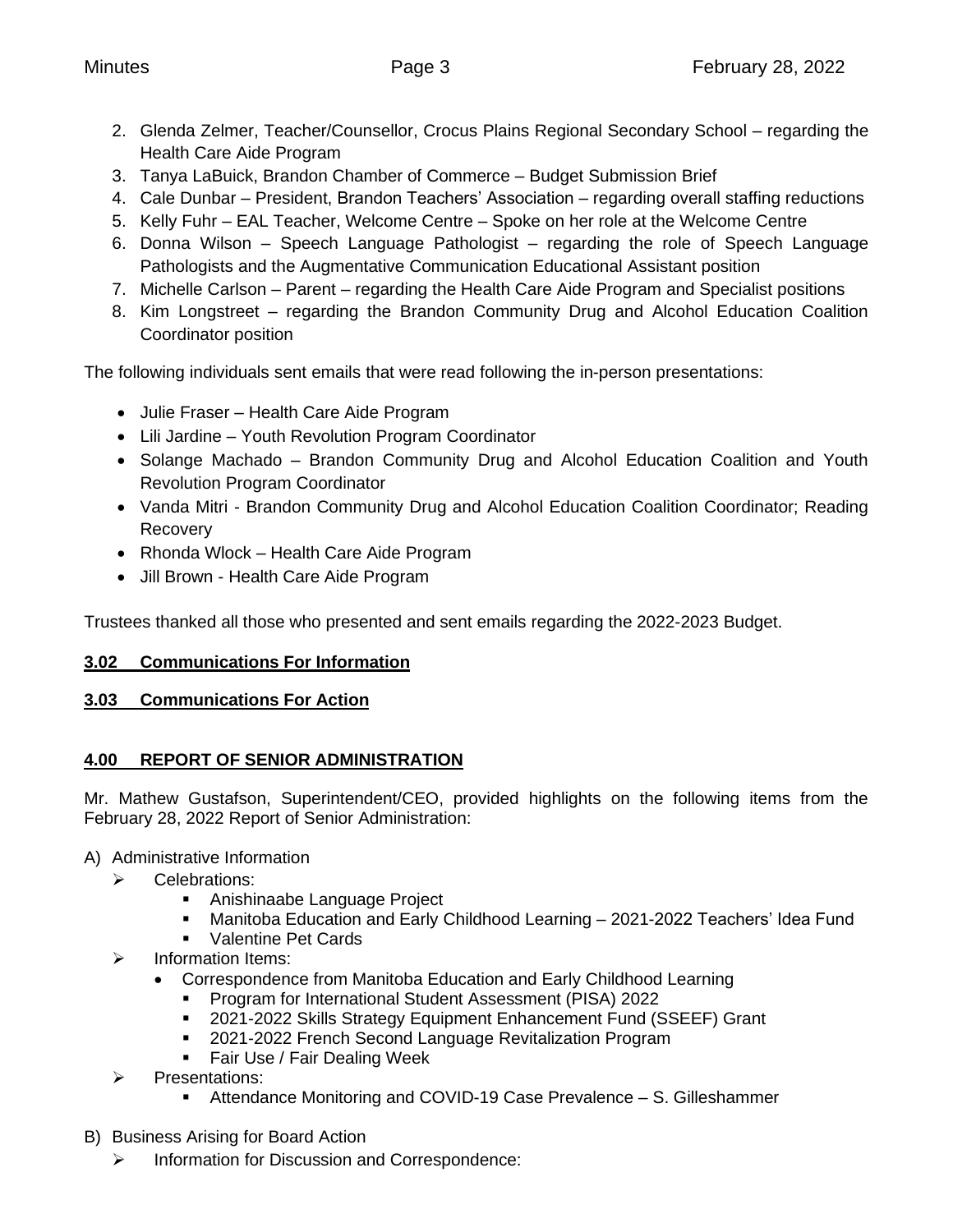2. Glenda Zelmer, Teacher/Counsellor, Crocus Plains Regional Secondary School – regarding the Health Care Aide Program
3. Tanya LaBuick, Brandon Chamber of Commerce – Budget Submission Brief
4. Cale Dunbar – President, Brandon Teachers' Association – regarding overall staffing reductions
5. Kelly Fuhr – EAL Teacher, Welcome Centre – Spoke on her role at the Welcome Centre
6. Donna Wilson – Speech Language Pathologist – regarding the role of Speech Language Pathologists and the Augmentative Communication Educational Assistant position
7. Michelle Carlson – Parent – regarding the Health Care Aide Program and Specialist positions
8. Kim Longstreet – regarding the Brandon Community Drug and Alcohol Education Coalition Coordinator position

The following individuals sent emails that were read following the in-person presentations:

- Julie Fraser – Health Care Aide Program
- Lili Jardine – Youth Revolution Program Coordinator
- Solange Machado – Brandon Community Drug and Alcohol Education Coalition and Youth Revolution Program Coordinator
- Vanda Mitri - Brandon Community Drug and Alcohol Education Coalition Coordinator; Reading Recovery
- Rhonda Wlock – Health Care Aide Program
- Jill Brown - Health Care Aide Program

Trustees thanked all those who presented and sent emails regarding the 2022-2023 Budget.

**3.02 Communications For Information**

**3.03 Communications For Action**

**4.00 REPORT OF SENIOR ADMINISTRATION**

Mr. Mathew Gustafson, Superintendent/CEO, provided highlights on the following items from the February 28, 2022 Report of Senior Administration:

A) Administrative Information
   - Celebrations:
     - Anishinaabe Language Project
     - Manitoba Education and Early Childhood Learning – 2021-2022 Teachers' Idea Fund
     - Valentine Pet Cards
   - Information Items:
     - Correspondence from Manitoba Education and Early Childhood Learning
       - Program for International Student Assessment (PISA) 2022
       - 2021-2022 Skills Strategy Equipment Enhancement Fund (SSEEF) Grant
       - 2021-2022 French Second Language Revitalization Program
       - Fair Use / Fair Dealing Week
   - Presentations:
     - Attendance Monitoring and COVID-19 Case Prevalence – S. Gilleshammer

B) Business Arising for Board Action
   - Information for Discussion and Correspondence: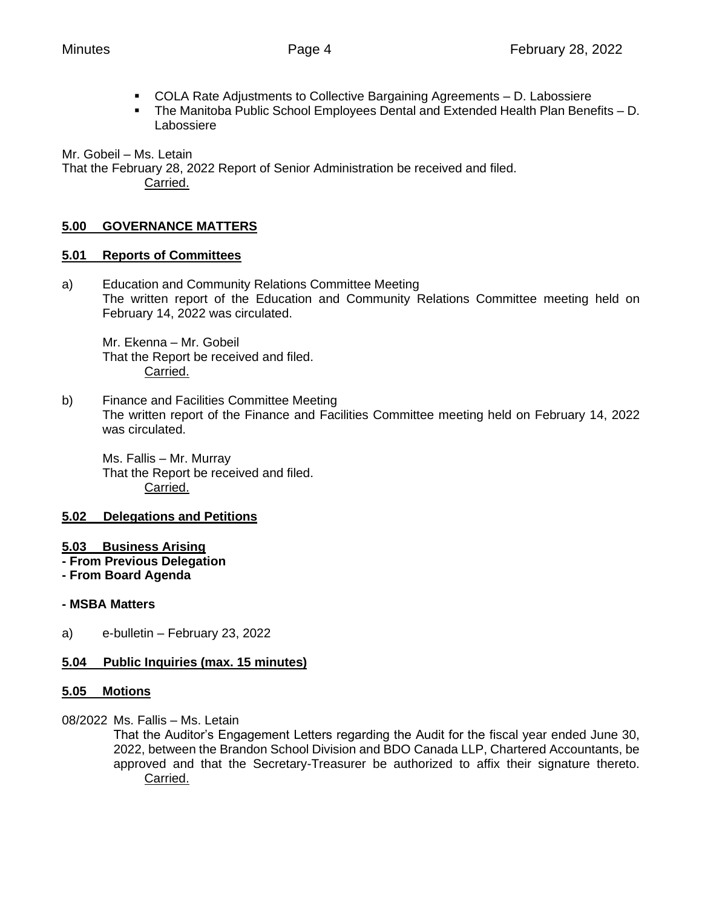- COLA Rate Adjustments to Collective Bargaining Agreements – D. Labossiere
- The Manitoba Public School Employees Dental and Extended Health Plan Benefits – D. Labossiere

Mr. Gobeil – Ms. Letain
That the February 28, 2022 Report of Senior Administration be received and filed.
Carried.

## 5.00 GOVERNANCE MATTERS

### 5.01 Reports of Committees

a) Education and Community Relations Committee Meeting
The written report of the Education and Community Relations Committee meeting held on February 14, 2022 was circulated.

Mr. Ekenna – Mr. Gobeil
That the Report be received and filed.
Carried.

b) Finance and Facilities Committee Meeting
The written report of the Finance and Facilities Committee meeting held on February 14, 2022 was circulated.

Ms. Fallis – Mr. Murray
That the Report be received and filed.
Carried.

### 5.02 Delegations and Petitions

### 5.03 Business Arising

**- From Previous Delegation**
**- From Board Agenda**

**- MSBA Matters**

a) e-bulletin – February 23, 2022

### 5.04 Public Inquiries (max. 15 minutes)

### 5.05 Motions

08/2022 Ms. Fallis – Ms. Letain
That the Auditor's Engagement Letters regarding the Audit for the fiscal year ended June 30, 2022, between the Brandon School Division and BDO Canada LLP, Chartered Accountants, be approved and that the Secretary-Treasurer be authorized to affix their signature thereto.
Carried.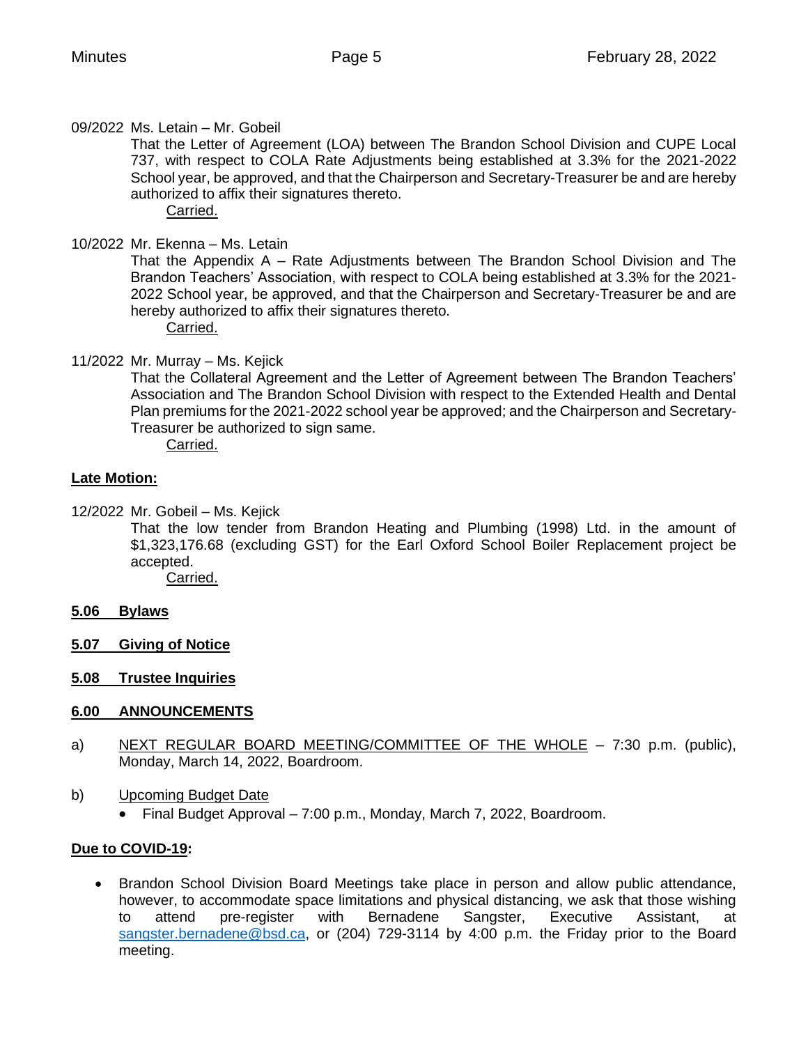09/2022 Ms. Letain – Mr. Gobeil

That the Letter of Agreement (LOA) between The Brandon School Division and CUPE Local 737, with respect to COLA Rate Adjustments being established at 3.3% for the 2021-2022 School year, be approved, and that the Chairperson and Secretary-Treasurer be and are hereby authorized to affix their signatures thereto.

Carried.

10/2022 Mr. Ekenna – Ms. Letain

That the Appendix A – Rate Adjustments between The Brandon School Division and The Brandon Teachers' Association, with respect to COLA being established at 3.3% for the 2021-2022 School year, be approved, and that the Chairperson and Secretary-Treasurer be and are hereby authorized to affix their signatures thereto.

Carried.

11/2022 Mr. Murray – Ms. Kejick

That the Collateral Agreement and the Letter of Agreement between The Brandon Teachers' Association and The Brandon School Division with respect to the Extended Health and Dental Plan premiums for the 2021-2022 school year be approved; and the Chairperson and Secretary-Treasurer be authorized to sign same.

Carried.

**Late Motion:**

12/2022 Mr. Gobeil – Ms. Kejick

That the low tender from Brandon Heating and Plumbing (1998) Ltd. in the amount of $1,323,176.68 (excluding GST) for the Earl Oxford School Boiler Replacement project be accepted.

Carried.

**5.06 Bylaws**

**5.07 Giving of Notice**

**5.08 Trustee Inquiries**

**6.00 ANNOUNCEMENTS**

a) NEXT REGULAR BOARD MEETING/COMMITTEE OF THE WHOLE – 7:30 p.m. (public), Monday, March 14, 2022, Boardroom.

b) Upcoming Budget Date

- Final Budget Approval – 7:00 p.m., Monday, March 7, 2022, Boardroom.

**Due to COVID-19:**

- Brandon School Division Board Meetings take place in person and allow public attendance, however, to accommodate space limitations and physical distancing, we ask that those wishing to attend pre-register with Bernadene Sangster, Executive Assistant, at sangster.bernadene@bsd.ca, or (204) 729-3114 by 4:00 p.m. the Friday prior to the Board meeting.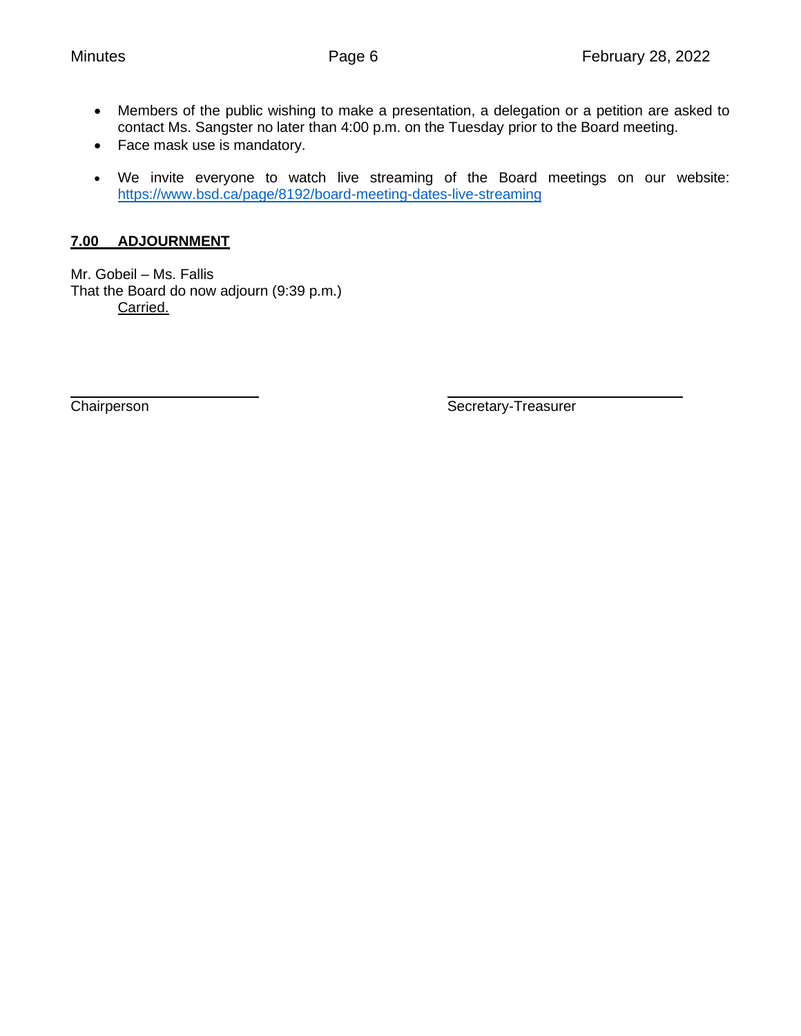- Members of the public wishing to make a presentation, a delegation or a petition are asked to contact Ms. Sangster no later than 4:00 p.m. on the Tuesday prior to the Board meeting.
- Face mask use is mandatory.

- We invite everyone to watch live streaming of the Board meetings on our website: https://www.bsd.ca/page/8192/board-meeting-dates-live-streaming

## 7.00 ADJOURNMENT

Mr. Gobeil – Ms. Fallis
That the Board do now adjourn (9:39 p.m.)
Carried.

Chairperson

Secretary-Treasurer